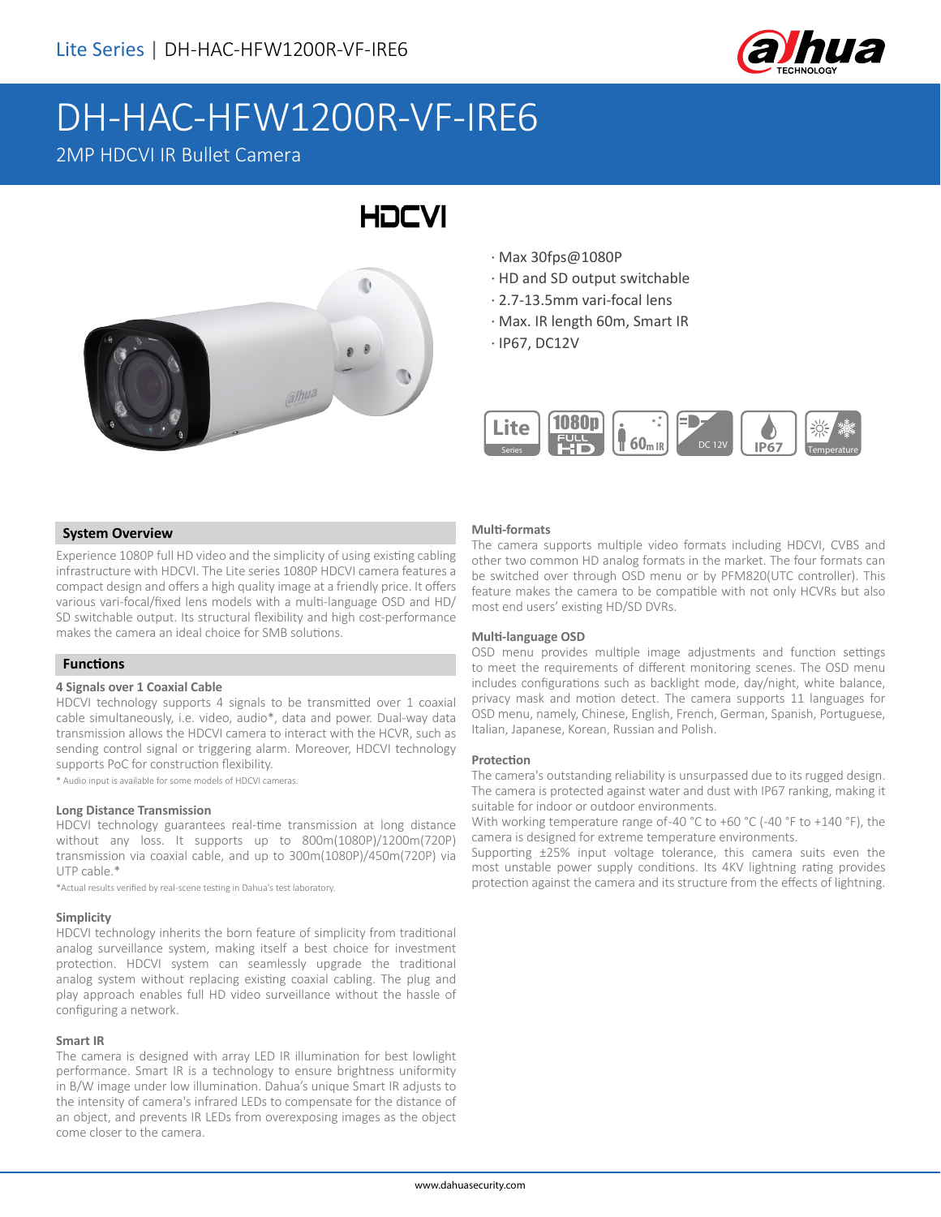Lite Series | DH-HAC-HFW1200R-VF-IRE6

# DH-HAC-HFW1200R-VF-IRE6

2MP HDCVI IR Bullet Camera

HDCVI

- Max 30fps@1080P
- HD and SD output switchable
- 2.7-13.5mm vari-focal lens
- Max. IR length 60m, Smart IR
- IP67, DC12V

Lite Series | 1080p FULL HD | 60m IR | DC 12V | IP67 | Temperature

## System Overview

Experience 1080P full HD video and the simplicity of using existing cabling infrastructure with HDCVI. The Lite series 1080P HDCVI camera features a compact design and offers a high quality image at a friendly price. It offers various vari-focal/fixed lens models with a multi-language OSD and HD/SD switchable output. Its structural flexibility and high cost-performance makes the camera an ideal choice for SMB solutions.

## Functions

### 4 Signals over 1 Coaxial Cable

HDCVI technology supports 4 signals to be transmitted over 1 coaxial cable simultaneously, i.e. video, audio*, data and power. Dual-way data transmission allows the HDCVI camera to interact with the HCVR, such as sending control signal or triggering alarm. Moreover, HDCVI technology supports PoC for construction flexibility.

* Audio input is available for some models of HDCVI cameras.

### Long Distance Transmission

HDCVI technology guarantees real-time transmission at long distance without any loss. It supports up to 800m(1080P)/1200m(720P) transmission via coaxial cable, and up to 300m(1080P)/450m(720P) via UTP cable.*

*Actual results verified by real-scene testing in Dahua's test laboratory.

### Simplicity

HDCVI technology inherits the born feature of simplicity from traditional analog surveillance system, making itself a best choice for investment protection. HDCVI system can seamlessly upgrade the traditional analog system without replacing existing coaxial cabling. The plug and play approach enables full HD video surveillance without the hassle of configuring a network.

### Smart IR

The camera is designed with array LED IR illumination for best lowlight performance. Smart IR is a technology to ensure brightness uniformity in B/W image under low illumination. Dahua's unique Smart IR adjusts to the intensity of camera's infrared LEDs to compensate for the distance of an object, and prevents IR LEDs from overexposing images as the object come closer to the camera.

### Multi-formats

The camera supports multiple video formats including HDCVI, CVBS and other two common HD analog formats in the market. The four formats can be switched over through OSD menu or by PFM820(UTC controller). This feature makes the camera to be compatible with not only HCVRs but also most end users' existing HD/SD DVRs.

### Multi-language OSD

OSD menu provides multiple image adjustments and function settings to meet the requirements of different monitoring scenes. The OSD menu includes configurations such as backlight mode, day/night, white balance, privacy mask and motion detect. The camera supports 11 languages for OSD menu, namely, Chinese, English, French, German, Spanish, Portuguese, Italian, Japanese, Korean, Russian and Polish.

### Protection

The camera's outstanding reliability is unsurpassed due to its rugged design. The camera is protected against water and dust with IP67 ranking, making it suitable for indoor or outdoor environments.

With working temperature range of-40 °C to +60 °C (-40 °F to +140 °F), the camera is designed for extreme temperature environments.

Supporting ±25% input voltage tolerance, this camera suits even the most unstable power supply conditions. Its 4KV lightning rating provides protection against the camera and its structure from the effects of lightning.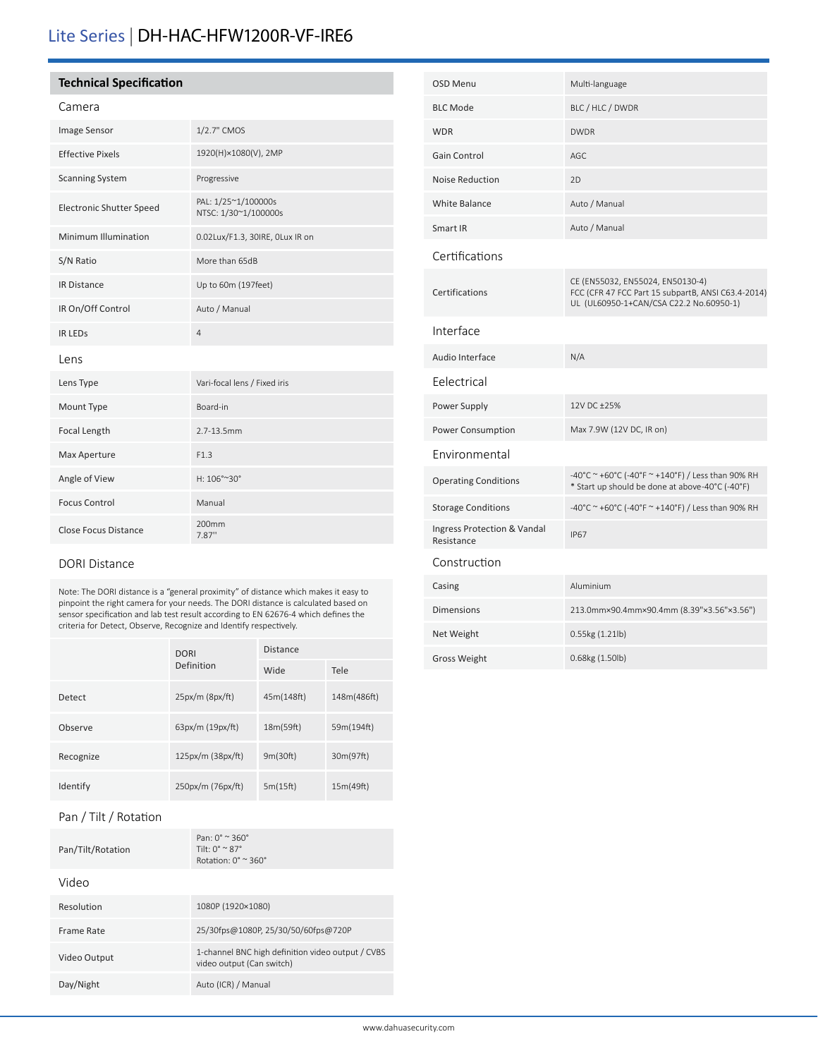# Lite Series | DH-HAC-HFW1200R-VF-IRE6

## Technical Specification

### Camera

| | |
|---|---|
| Image Sensor | 1/2.7" CMOS |
| Effective Pixels | 1920(H)×1080(V), 2MP |
| Scanning System | Progressive |
| Electronic Shutter Speed | PAL: 1/25~1/100000s<br>NTSC: 1/30~1/100000s |
| Minimum Illumination | 0.02Lux/F1.3, 30IRE, 0Lux IR on |
| S/N Ratio | More than 65dB |
| IR Distance | Up to 60m (197feet) |
| IR On/Off Control | Auto / Manual |
| IR LEDs | 4 |

### Lens

| | |
|---|---|
| Lens Type | Vari-focal lens / Fixed iris |
| Mount Type | Board-in |
| Focal Length | 2.7-13.5mm |
| Max Aperture | F1.3 |
| Angle of View | H: 106°~30° |
| Focus Control | Manual |
| Close Focus Distance | 200mm<br>7.87'' |

### DORI Distance

Note: The DORI distance is a "general proximity" of distance which makes it easy to pinpoint the right camera for your needs. The DORI distance is calculated based on sensor specification and lab test result according to EN 62676-4 which defines the criteria for Detect, Observe, Recognize and Identify respectively.

| | DORI Definition | Distance | |
|---|---|---|---|
| | | Wide | Tele |
| Detect | 25px/m (8px/ft) | 45m(148ft) | 148m(486ft) |
| Observe | 63px/m (19px/ft) | 18m(59ft) | 59m(194ft) |
| Recognize | 125px/m (38px/ft) | 9m(30ft) | 30m(97ft) |
| Identify | 250px/m (76px/ft) | 5m(15ft) | 15m(49ft) |

### Pan / Tilt / Rotation

| | |
|---|---|
| Pan/Tilt/Rotation | Pan: 0° ~ 360°<br>Tilt: 0° ~ 87°<br>Rotation: 0° ~ 360° |

### Video

| | |
|---|---|
| Resolution | 1080P (1920×1080) |
| Frame Rate | 25/30fps@1080P, 25/30/50/60fps@720P |
| Video Output | 1-channel BNC high definition video output / CVBS video output (Can switch) |
| Day/Night | Auto (ICR) / Manual |
| OSD Menu | Multi-language |
| BLC Mode | BLC / HLC / DWDR |
| WDR | DWDR |
| Gain Control | AGC |
| Noise Reduction | 2D |
| White Balance | Auto / Manual |
| Smart IR | Auto / Manual |

### Certifications

| | |
|---|---|
| Certifications | CE (EN55032, EN55024, EN50130-4)<br>FCC (CFR 47 FCC Part 15 subpartB, ANSI C63.4-2014)<br>UL (UL60950-1+CAN/CSA C22.2 No.60950-1) |

### Interface

| | |
|---|---|
| Audio Interface | N/A |

### Eelectrical

| | |
|---|---|
| Power Supply | 12V DC ±25% |
| Power Consumption | Max 7.9W (12V DC, IR on) |

### Environmental

| | |
|---|---|
| Operating Conditions | -40°C ~ +60°C (-40°F ~ +140°F) / Less than 90% RH<br>* Start up should be done at above-40°C (-40°F) |
| Storage Conditions | -40°C ~ +60°C (-40°F ~ +140°F) / Less than 90% RH |
| Ingress Protection & Vandal Resistance | IP67 |

### Construction

| | |
|---|---|
| Casing | Aluminium |
| Dimensions | 213.0mm×90.4mm×90.4mm (8.39"×3.56"×3.56") |
| Net Weight | 0.55kg (1.21lb) |
| Gross Weight | 0.68kg (1.50lb) |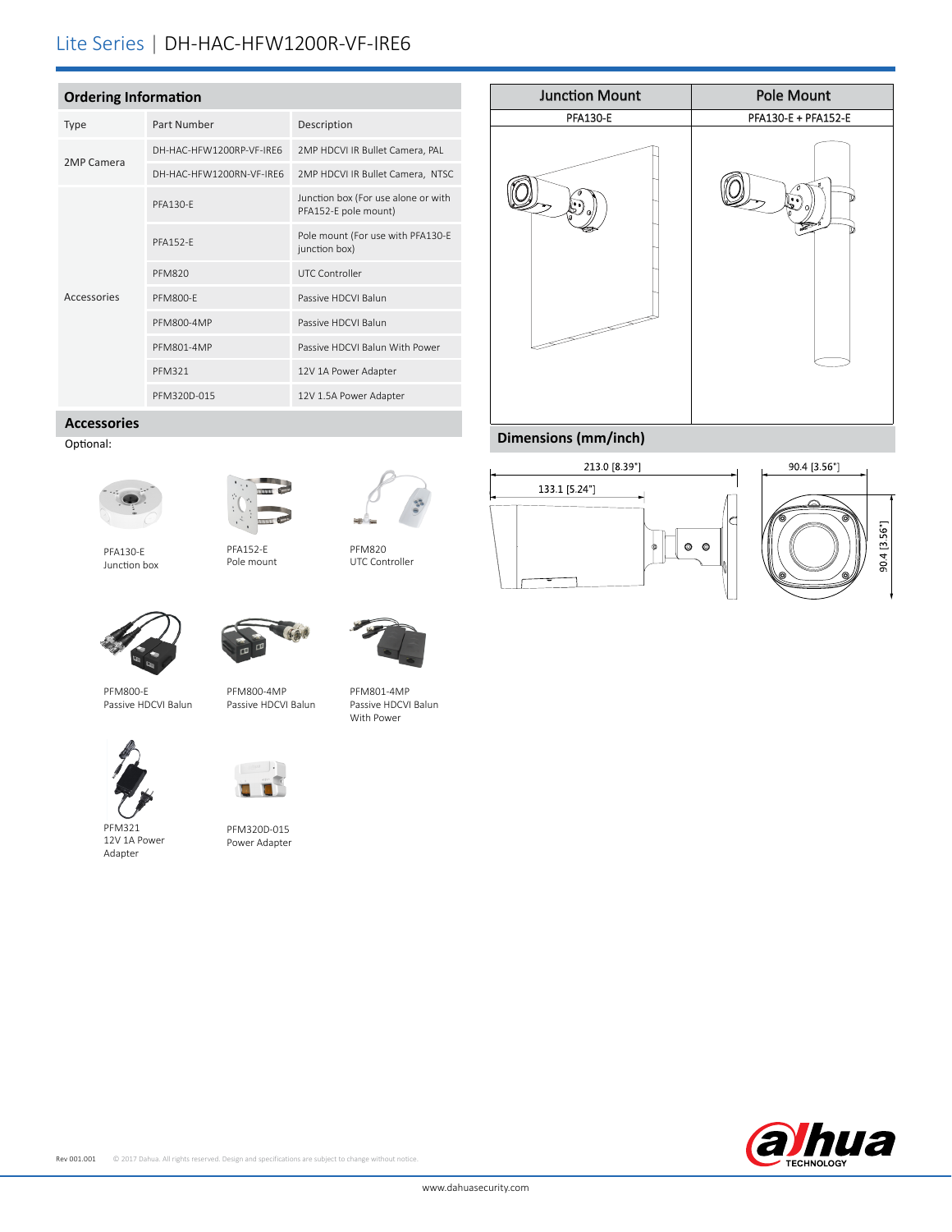## Ordering Information

| Type | Part Number | Description |
|---|---|---|
| 2MP Camera | DH-HAC-HFW1200RP-VF-IRE6 | 2MP HDCVI IR Bullet Camera, PAL |
| | DH-HAC-HFW1200RN-VF-IRE6 | 2MP HDCVI IR Bullet Camera, NTSC |
| Accessories | PFA130-E | Junction box (For use alone or with PFA152-E pole mount) |
| | PFA152-E | Pole mount (For use with PFA130-E junction box) |
| | PFM820 | UTC Controller |
| | PFM800-E | Passive HDCVI Balun |
| | PFM800-4MP | Passive HDCVI Balun |
| | PFM801-4MP | Passive HDCVI Balun With Power |
| | PFM321 | 12V 1A Power Adapter |
| | PFM320D-015 | 12V 1.5A Power Adapter |

## Accessories

Optional:

PFA130-E
Junction box

PFA152-E
Pole mount

PFM820
UTC Controller

PFM800-E
Passive HDCVI Balun

PFM800-4MP
Passive HDCVI Balun

PFM801-4MP
Passive HDCVI Balun
With Power

PFM321
12V 1A Power
Adapter

PFM320D-015
Power Adapter

| Junction Mount | Pole Mount |
|---|---|
| PFA130-E | PFA130-E + PFA152-E |

## Dimensions (mm/inch)

213.0 [8.39"]

133.1 [5.24"]

90.4 [3.56"]

90.4 [3.56"]

Rev 001.001 © 2017 Dahua. All rights reserved. Design and specifications are subject to change without notice.

www.dahuasecurity.com